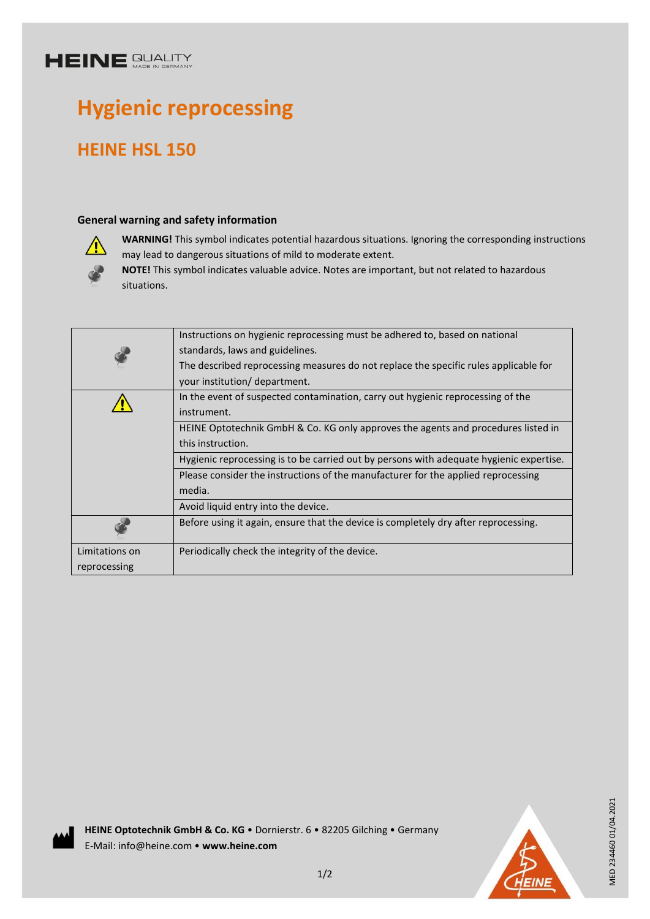HEINE QUALITY MADE IN GERMANY

# Hygienic reprocessing

## HEINE HSL 150

### General warning and safety information

**WARNING!** This symbol indicates potential hazardous situations. Ignoring the corresponding instructions may lead to dangerous situations of mild to moderate extent.

**NOTE!** This symbol indicates valuable advice. Notes are important, but not related to hazardous situations.

| | |
|---|---|
| NOTE | Instructions on hygienic reprocessing must be adhered to, based on national standards, laws and guidelines. The described reprocessing measures do not replace the specific rules applicable for your institution/ department. |
| WARNING | In the event of suspected contamination, carry out hygienic reprocessing of the instrument. |
| | HEINE Optotechnik GmbH & Co. KG only approves the agents and procedures listed in this instruction. |
| | Hygienic reprocessing is to be carried out by persons with adequate hygienic expertise. |
| | Please consider the instructions of the manufacturer for the applied reprocessing media. |
| | Avoid liquid entry into the device. |
| NOTE | Before using it again, ensure that the device is completely dry after reprocessing. |
| Limitations on reprocessing | Periodically check the integrity of the device. |

**HEINE Optotechnik GmbH & Co. KG** • Dornierstr. 6 • 82205 Gilching • Germany
E-Mail: info@heine.com • **www.heine.com**

MED 234460 01/04.2021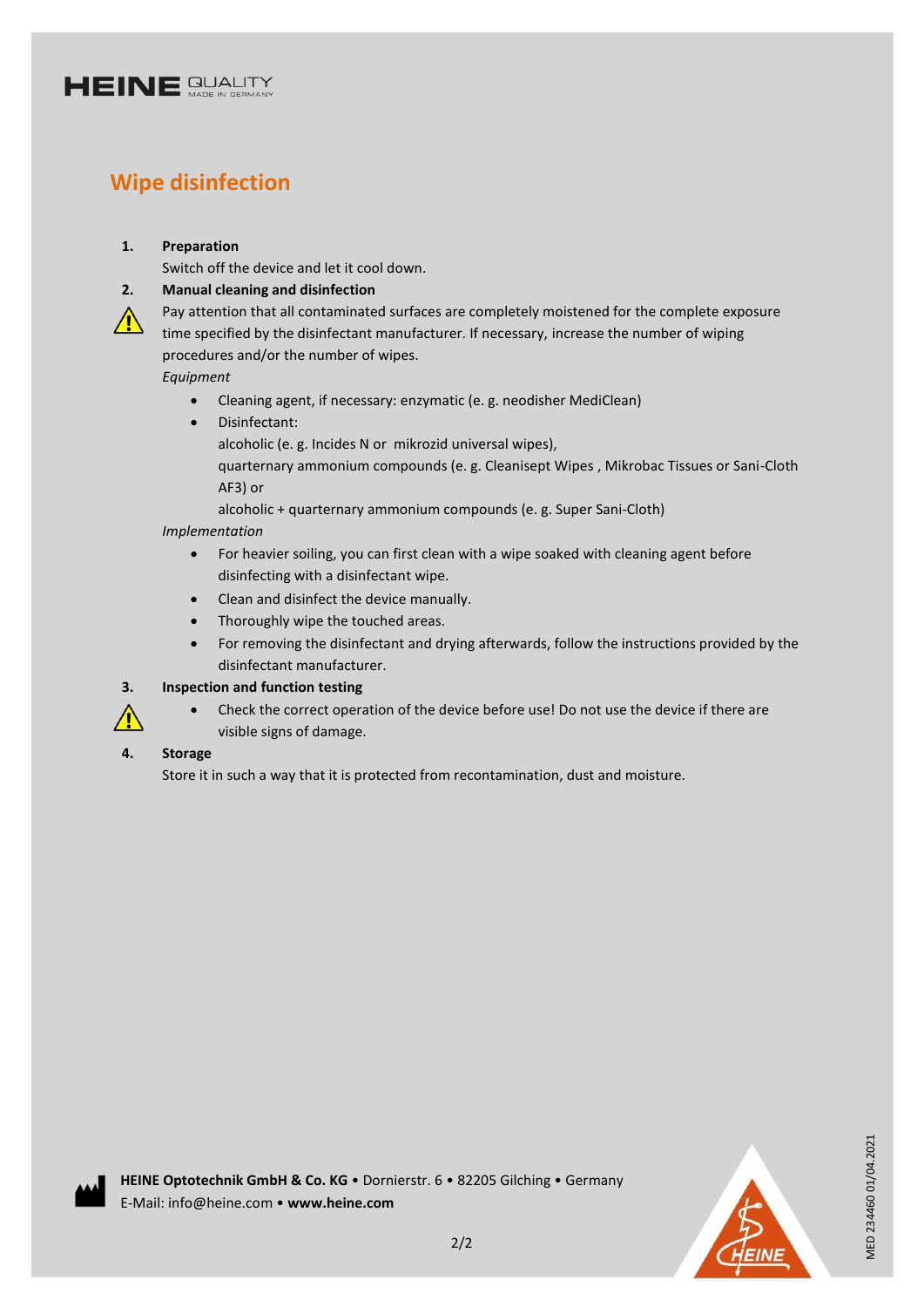## Wipe disinfection

1. **Preparation**

   Switch off the device and let it cool down.

2. **Manual cleaning and disinfection**

   ⚠ Pay attention that all contaminated surfaces are completely moistened for the complete exposure time specified by the disinfectant manufacturer. If necessary, increase the number of wiping procedures and/or the number of wipes.

   *Equipment*

   - Cleaning agent, if necessary: enzymatic (e. g. neodisher MediClean)
   - Disinfectant:
     alcoholic (e. g. Incides N or mikrozid universal wipes),
     quarternary ammonium compounds (e. g. Cleanisept Wipes , Mikrobac Tissues or Sani-Cloth AF3) or
     alcoholic + quarternary ammonium compounds (e. g. Super Sani-Cloth)

   *Implementation*

   - For heavier soiling, you can first clean with a wipe soaked with cleaning agent before disinfecting with a disinfectant wipe.
   - Clean and disinfect the device manually.
   - Thoroughly wipe the touched areas.
   - For removing the disinfectant and drying afterwards, follow the instructions provided by the disinfectant manufacturer.

3. **Inspection and function testing**

   ⚠
   - Check the correct operation of the device before use! Do not use the device if there are visible signs of damage.

4. **Storage**

   Store it in such a way that it is protected from recontamination, dust and moisture.

**HEINE Optotechnik GmbH & Co. KG** • Dornierstr. 6 • 82205 Gilching • Germany
E-Mail: info@heine.com • **www.heine.com**

MED 234460 01/04.2021